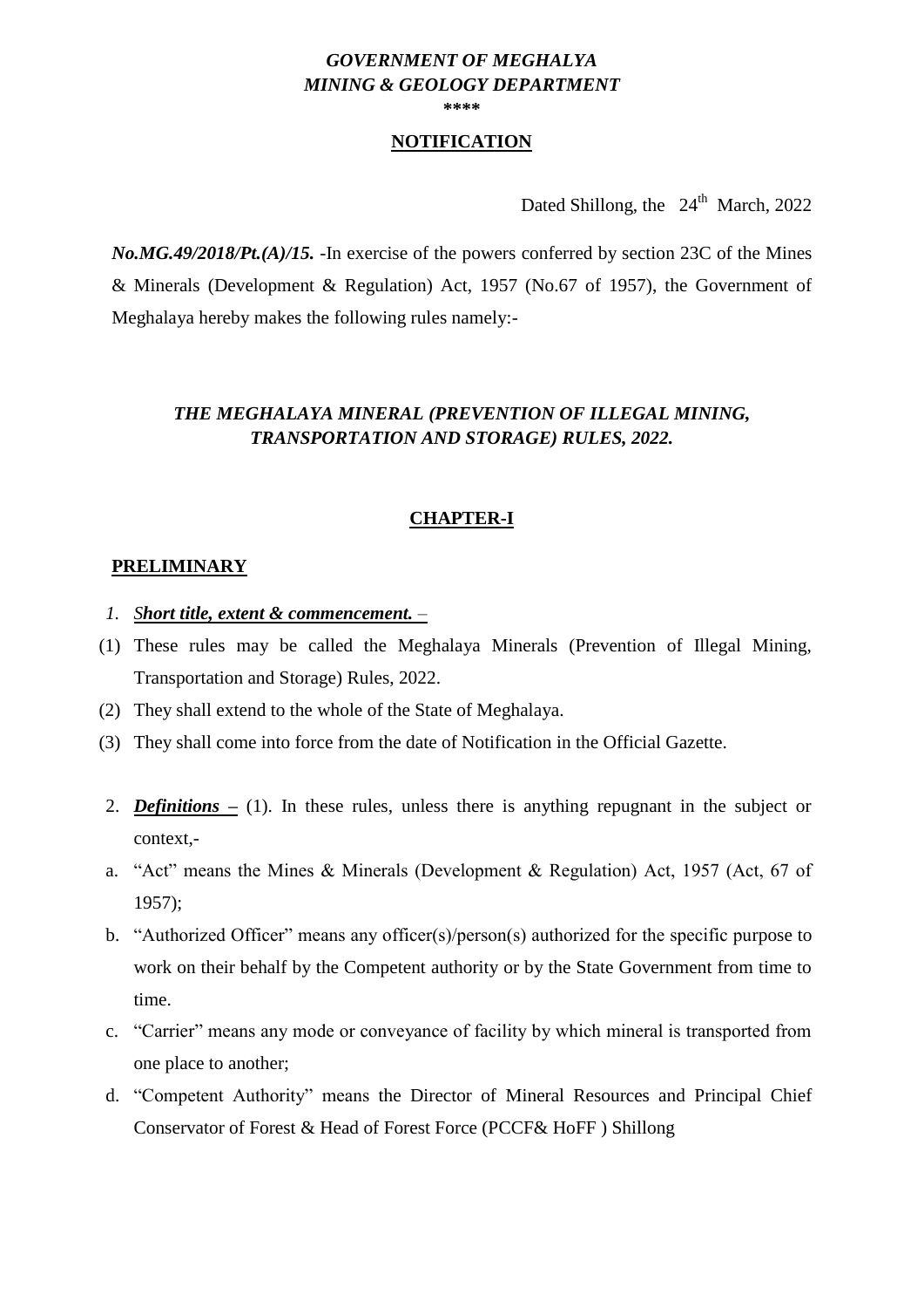***GOVERNMENT OF MEGHALAYA***
***MINING & GEOLOGY DEPARTMENT***

****

**NOTIFICATION**

Dated Shillong, the 24th March, 2022

***No.MG.49/2018/Pt.(A)/15.*** -In exercise of the powers conferred by section 23C of the Mines & Minerals (Development & Regulation) Act, 1957 (No.67 of 1957), the Government of Meghalaya hereby makes the following rules namely:-

## *THE MEGHALAYA MINERAL (PREVENTION OF ILLEGAL MINING, TRANSPORTATION AND STORAGE) RULES, 2022.*

## CHAPTER-I

### PRELIMINARY

*1. **Short title, extent & commencement.*** –

(1) These rules may be called the Meghalaya Minerals (Prevention of Illegal Mining, Transportation and Storage) Rules, 2022.

(2) They shall extend to the whole of the State of Meghalaya.

(3) They shall come into force from the date of Notification in the Official Gazette.

2. ***Definitions –*** (1). In these rules, unless there is anything repugnant in the subject or context,-

a. "Act" means the Mines & Minerals (Development & Regulation) Act, 1957 (Act, 67 of 1957);

b. "Authorized Officer" means any officer(s)/person(s) authorized for the specific purpose to work on their behalf by the Competent authority or by the State Government from time to time.

c. "Carrier" means any mode or conveyance of facility by which mineral is transported from one place to another;

d. "Competent Authority" means the Director of Mineral Resources and Principal Chief Conservator of Forest & Head of Forest Force (PCCF& HoFF ) Shillong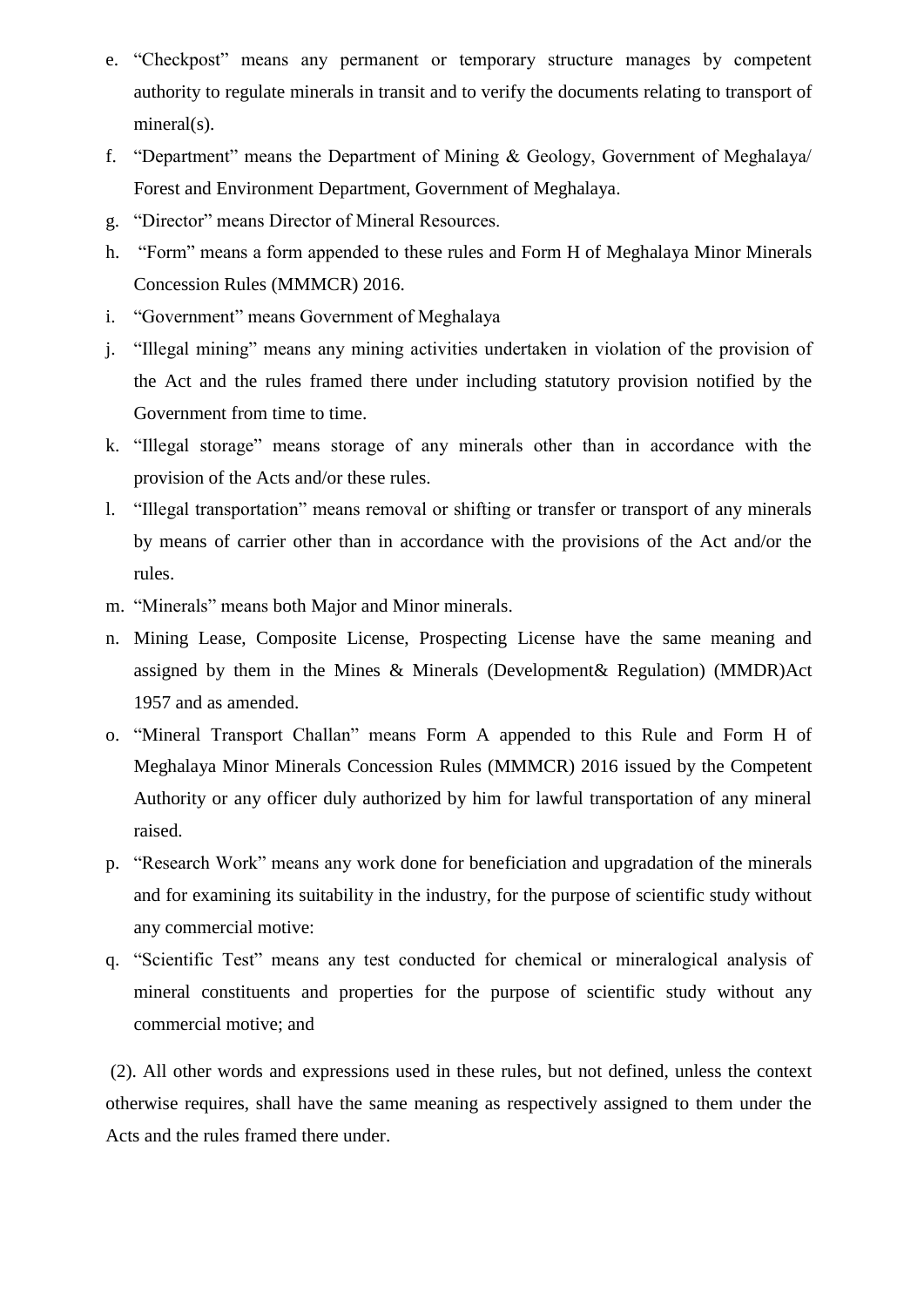e. "Checkpost" means any permanent or temporary structure manages by competent authority to regulate minerals in transit and to verify the documents relating to transport of mineral(s).

f. "Department" means the Department of Mining & Geology, Government of Meghalaya/ Forest and Environment Department, Government of Meghalaya.

g. "Director" means Director of Mineral Resources.

h. "Form" means a form appended to these rules and Form H of Meghalaya Minor Minerals Concession Rules (MMMCR) 2016.

i. "Government" means Government of Meghalaya

j. "Illegal mining" means any mining activities undertaken in violation of the provision of the Act and the rules framed there under including statutory provision notified by the Government from time to time.

k. "Illegal storage" means storage of any minerals other than in accordance with the provision of the Acts and/or these rules.

l. "Illegal transportation" means removal or shifting or transfer or transport of any minerals by means of carrier other than in accordance with the provisions of the Act and/or the rules.

m. "Minerals" means both Major and Minor minerals.

n. Mining Lease, Composite License, Prospecting License have the same meaning and assigned by them in the Mines & Minerals (Development& Regulation) (MMDR)Act 1957 and as amended.

o. "Mineral Transport Challan" means Form A appended to this Rule and Form H of Meghalaya Minor Minerals Concession Rules (MMMCR) 2016 issued by the Competent Authority or any officer duly authorized by him for lawful transportation of any mineral raised.

p. "Research Work" means any work done for beneficiation and upgradation of the minerals and for examining its suitability in the industry, for the purpose of scientific study without any commercial motive:

q. "Scientific Test" means any test conducted for chemical or mineralogical analysis of mineral constituents and properties for the purpose of scientific study without any commercial motive; and

(2). All other words and expressions used in these rules, but not defined, unless the context otherwise requires, shall have the same meaning as respectively assigned to them under the Acts and the rules framed there under.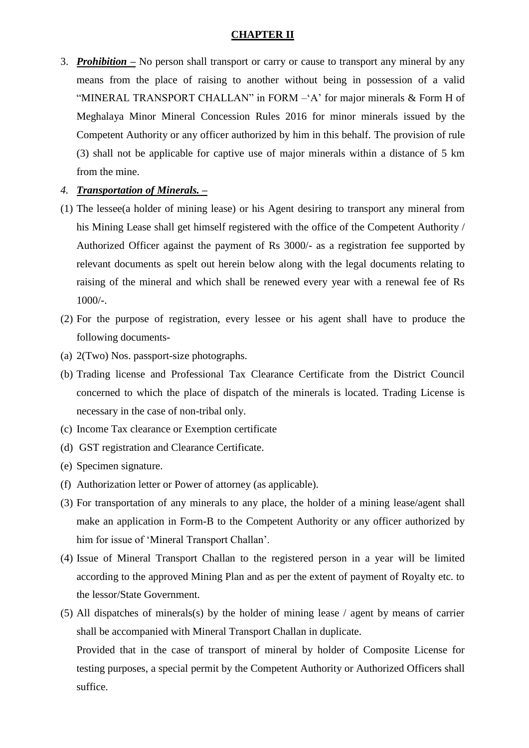## CHAPTER II

3. ***Prohibition –*** No person shall transport or carry or cause to transport any mineral by any means from the place of raising to another without being in possession of a valid "MINERAL TRANSPORT CHALLAN" in FORM –'A' for major minerals & Form H of Meghalaya Minor Mineral Concession Rules 2016 for minor minerals issued by the Competent Authority or any officer authorized by him in this behalf. The provision of rule (3) shall not be applicable for captive use of major minerals within a distance of 5 km from the mine.

4. ***Transportation of Minerals. –***

(1) The lessee(a holder of mining lease) or his Agent desiring to transport any mineral from his Mining Lease shall get himself registered with the office of the Competent Authority / Authorized Officer against the payment of Rs 3000/- as a registration fee supported by relevant documents as spelt out herein below along with the legal documents relating to raising of the mineral and which shall be renewed every year with a renewal fee of Rs 1000/-.

(2) For the purpose of registration, every lessee or his agent shall have to produce the following documents-

(a) 2(Two) Nos. passport-size photographs.

(b) Trading license and Professional Tax Clearance Certificate from the District Council concerned to which the place of dispatch of the minerals is located. Trading License is necessary in the case of non-tribal only.

(c) Income Tax clearance or Exemption certificate

(d) GST registration and Clearance Certificate.

(e) Specimen signature.

(f) Authorization letter or Power of attorney (as applicable).

(3) For transportation of any minerals to any place, the holder of a mining lease/agent shall make an application in Form-B to the Competent Authority or any officer authorized by him for issue of 'Mineral Transport Challan'.

(4) Issue of Mineral Transport Challan to the registered person in a year will be limited according to the approved Mining Plan and as per the extent of payment of Royalty etc. to the lessor/State Government.

(5) All dispatches of minerals(s) by the holder of mining lease / agent by means of carrier shall be accompanied with Mineral Transport Challan in duplicate.

Provided that in the case of transport of mineral by holder of Composite License for testing purposes, a special permit by the Competent Authority or Authorized Officers shall suffice.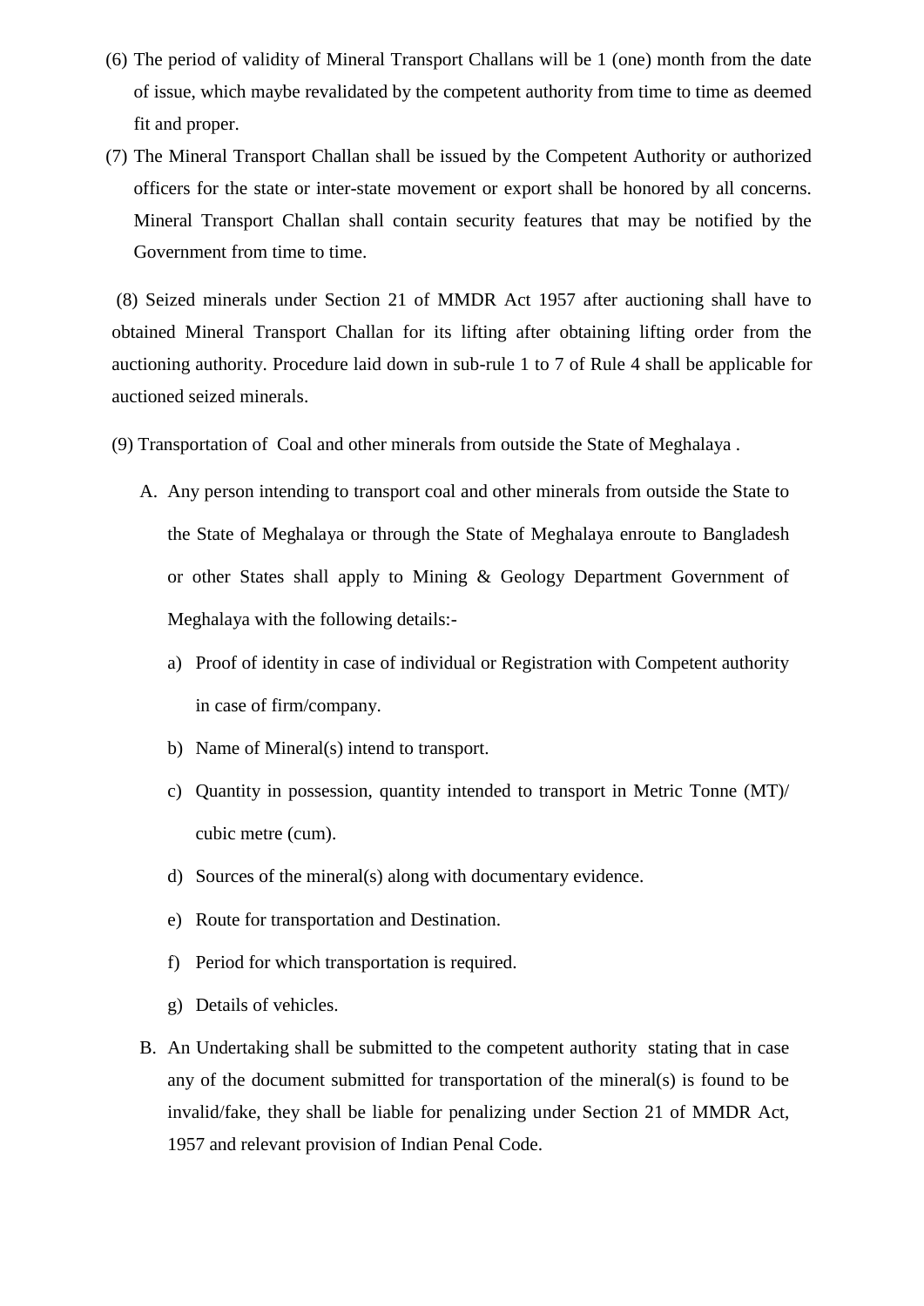(6) The period of validity of Mineral Transport Challans will be 1 (one) month from the date of issue, which maybe revalidated by the competent authority from time to time as deemed fit and proper.

(7) The Mineral Transport Challan shall be issued by the Competent Authority or authorized officers for the state or inter-state movement or export shall be honored by all concerns. Mineral Transport Challan shall contain security features that may be notified by the Government from time to time.

(8) Seized minerals under Section 21 of MMDR Act 1957 after auctioning shall have to obtained Mineral Transport Challan for its lifting after obtaining lifting order from the auctioning authority. Procedure laid down in sub-rule 1 to 7 of Rule 4 shall be applicable for auctioned seized minerals.

(9) Transportation of Coal and other minerals from outside the State of Meghalaya .

A. Any person intending to transport coal and other minerals from outside the State to the State of Meghalaya or through the State of Meghalaya enroute to Bangladesh or other States shall apply to Mining & Geology Department Government of Meghalaya with the following details:-

   a) Proof of identity in case of individual or Registration with Competent authority in case of firm/company.

   b) Name of Mineral(s) intend to transport.

   c) Quantity in possession, quantity intended to transport in Metric Tonne (MT)/ cubic metre (cum).

   d) Sources of the mineral(s) along with documentary evidence.

   e) Route for transportation and Destination.

   f) Period for which transportation is required.

   g) Details of vehicles.

B. An Undertaking shall be submitted to the competent authority stating that in case any of the document submitted for transportation of the mineral(s) is found to be invalid/fake, they shall be liable for penalizing under Section 21 of MMDR Act, 1957 and relevant provision of Indian Penal Code.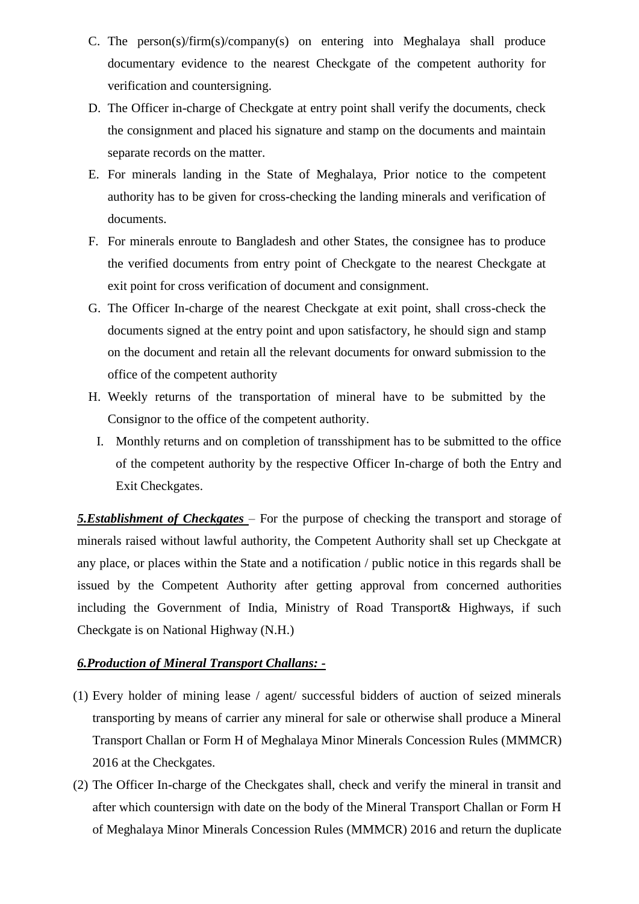C. The person(s)/firm(s)/company(s) on entering into Meghalaya shall produce documentary evidence to the nearest Checkgate of the competent authority for verification and countersigning.

D. The Officer in-charge of Checkgate at entry point shall verify the documents, check the consignment and placed his signature and stamp on the documents and maintain separate records on the matter.

E. For minerals landing in the State of Meghalaya, Prior notice to the competent authority has to be given for cross-checking the landing minerals and verification of documents.

F. For minerals enroute to Bangladesh and other States, the consignee has to produce the verified documents from entry point of Checkgate to the nearest Checkgate at exit point for cross verification of document and consignment.

G. The Officer In-charge of the nearest Checkgate at exit point, shall cross-check the documents signed at the entry point and upon satisfactory, he should sign and stamp on the document and retain all the relevant documents for onward submission to the office of the competent authority

H. Weekly returns of the transportation of mineral have to be submitted by the Consignor to the office of the competent authority.

I. Monthly returns and on completion of transshipment has to be submitted to the office of the competent authority by the respective Officer In-charge of both the Entry and Exit Checkgates.

***5.Establishment of Checkgates*** – For the purpose of checking the transport and storage of minerals raised without lawful authority, the Competent Authority shall set up Checkgate at any place, or places within the State and a notification / public notice in this regards shall be issued by the Competent Authority after getting approval from concerned authorities including the Government of India, Ministry of Road Transport& Highways, if such Checkgate is on National Highway (N.H.)

***6.Production of Mineral Transport Challans: -***

(1) Every holder of mining lease / agent/ successful bidders of auction of seized minerals transporting by means of carrier any mineral for sale or otherwise shall produce a Mineral Transport Challan or Form H of Meghalaya Minor Minerals Concession Rules (MMMCR) 2016 at the Checkgates.

(2) The Officer In-charge of the Checkgates shall, check and verify the mineral in transit and after which countersign with date on the body of the Mineral Transport Challan or Form H of Meghalaya Minor Minerals Concession Rules (MMMCR) 2016 and return the duplicate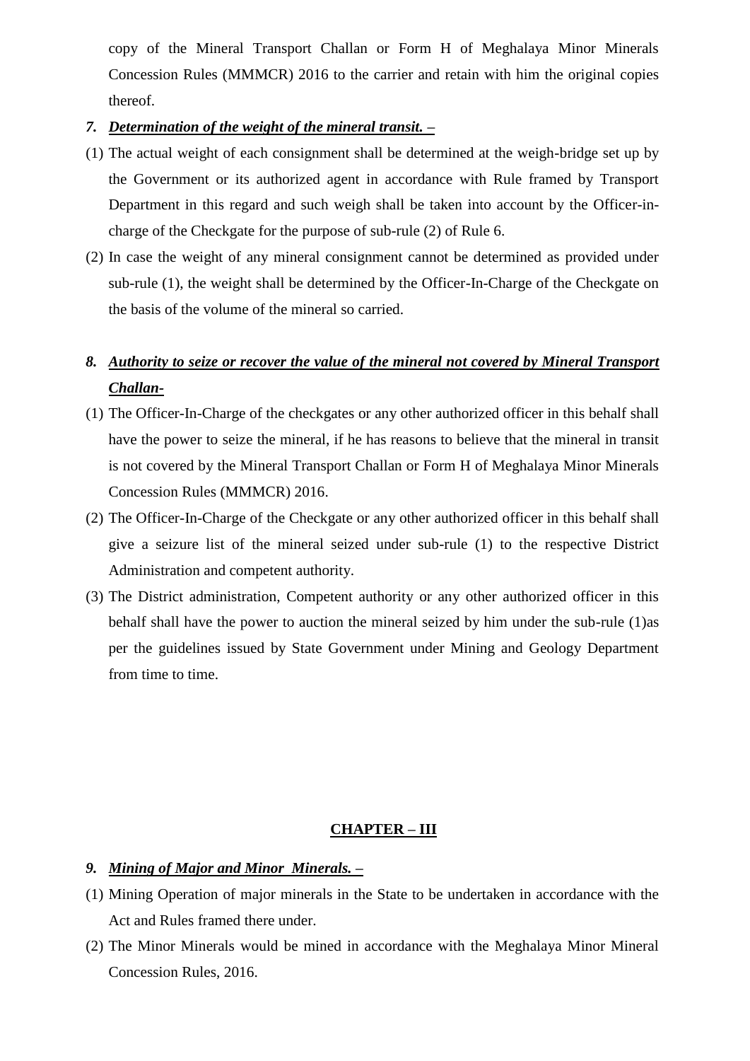copy of the Mineral Transport Challan or Form H of Meghalaya Minor Minerals Concession Rules (MMMCR) 2016 to the carrier and retain with him the original copies thereof.

***7. Determination of the weight of the mineral transit. –***

(1) The actual weight of each consignment shall be determined at the weigh-bridge set up by the Government or its authorized agent in accordance with Rule framed by Transport Department in this regard and such weigh shall be taken into account by the Officer-in-charge of the Checkgate for the purpose of sub-rule (2) of Rule 6.

(2) In case the weight of any mineral consignment cannot be determined as provided under sub-rule (1), the weight shall be determined by the Officer-In-Charge of the Checkgate on the basis of the volume of the mineral so carried.

***8. Authority to seize or recover the value of the mineral not covered by Mineral Transport Challan-***

(1) The Officer-In-Charge of the checkgates or any other authorized officer in this behalf shall have the power to seize the mineral, if he has reasons to believe that the mineral in transit is not covered by the Mineral Transport Challan or Form H of Meghalaya Minor Minerals Concession Rules (MMMCR) 2016.

(2) The Officer-In-Charge of the Checkgate or any other authorized officer in this behalf shall give a seizure list of the mineral seized under sub-rule (1) to the respective District Administration and competent authority.

(3) The District administration, Competent authority or any other authorized officer in this behalf shall have the power to auction the mineral seized by him under the sub-rule (1)as per the guidelines issued by State Government under Mining and Geology Department from time to time.

## CHAPTER – III

***9. Mining of Major and Minor Minerals. –***

(1) Mining Operation of major minerals in the State to be undertaken in accordance with the Act and Rules framed there under.

(2) The Minor Minerals would be mined in accordance with the Meghalaya Minor Mineral Concession Rules, 2016.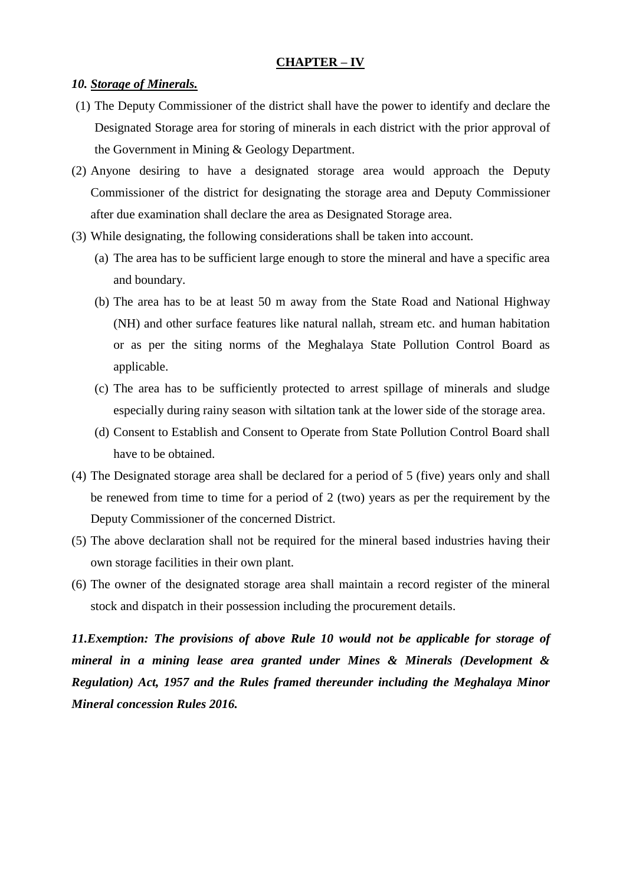## CHAPTER – IV

### *10. Storage of Minerals.*

(1) The Deputy Commissioner of the district shall have the power to identify and declare the Designated Storage area for storing of minerals in each district with the prior approval of the Government in Mining & Geology Department.

(2) Anyone desiring to have a designated storage area would approach the Deputy Commissioner of the district for designating the storage area and Deputy Commissioner after due examination shall declare the area as Designated Storage area.

(3) While designating, the following considerations shall be taken into account.

   (a) The area has to be sufficient large enough to store the mineral and have a specific area and boundary.

   (b) The area has to be at least 50 m away from the State Road and National Highway (NH) and other surface features like natural nallah, stream etc. and human habitation or as per the siting norms of the Meghalaya State Pollution Control Board as applicable.

   (c) The area has to be sufficiently protected to arrest spillage of minerals and sludge especially during rainy season with siltation tank at the lower side of the storage area.

   (d) Consent to Establish and Consent to Operate from State Pollution Control Board shall have to be obtained.

(4) The Designated storage area shall be declared for a period of 5 (five) years only and shall be renewed from time to time for a period of 2 (two) years as per the requirement by the Deputy Commissioner of the concerned District.

(5) The above declaration shall not be required for the mineral based industries having their own storage facilities in their own plant.

(6) The owner of the designated storage area shall maintain a record register of the mineral stock and dispatch in their possession including the procurement details.

***11.Exemption: The provisions of above Rule 10 would not be applicable for storage of mineral in a mining lease area granted under Mines & Minerals (Development & Regulation) Act, 1957 and the Rules framed thereunder including the Meghalaya Minor Mineral concession Rules 2016.***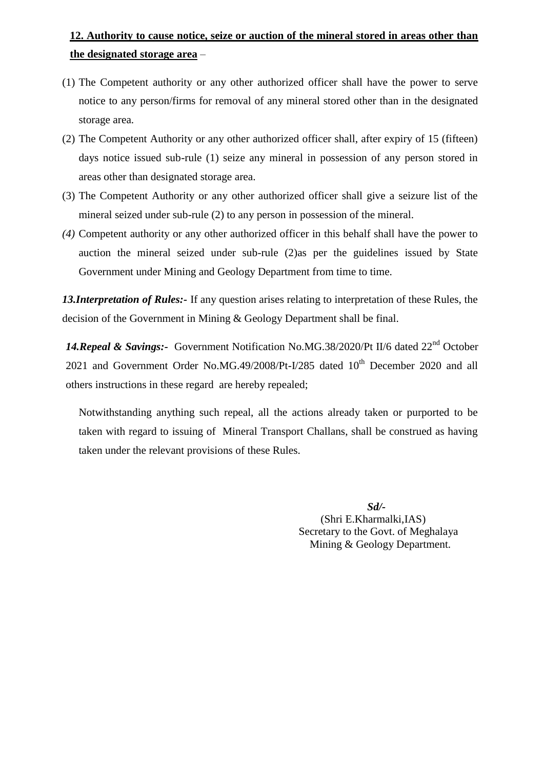**<u>12. Authority to cause notice, seize or auction of the mineral stored in areas other than the designated storage area</u>** –

(1) The Competent authority or any other authorized officer shall have the power to serve notice to any person/firms for removal of any mineral stored other than in the designated storage area.

(2) The Competent Authority or any other authorized officer shall, after expiry of 15 (fifteen) days notice issued sub-rule (1) seize any mineral in possession of any person stored in areas other than designated storage area.

(3) The Competent Authority or any other authorized officer shall give a seizure list of the mineral seized under sub-rule (2) to any person in possession of the mineral.

*(4)* Competent authority or any other authorized officer in this behalf shall have the power to auction the mineral seized under sub-rule (2)as per the guidelines issued by State Government under Mining and Geology Department from time to time.

***13.Interpretation of Rules:-*** If any question arises relating to interpretation of these Rules, the decision of the Government in Mining & Geology Department shall be final.

***14.Repeal & Savings:-*** Government Notification No.MG.38/2020/Pt II/6 dated 22nd October 2021 and Government Order No.MG.49/2008/Pt-I/285 dated 10th December 2020 and all others instructions in these regard are hereby repealed;

Notwithstanding anything such repeal, all the actions already taken or purported to be taken with regard to issuing of Mineral Transport Challans, shall be construed as having taken under the relevant provisions of these Rules.

***Sd/-***
(Shri E.Kharmalki,IAS)
Secretary to the Govt. of Meghalaya
Mining & Geology Department.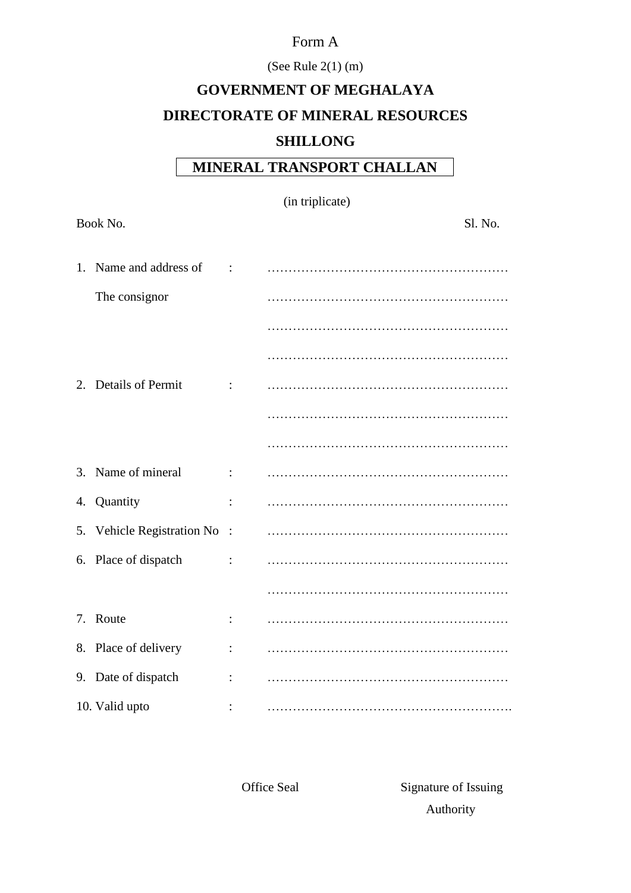Form A

(See Rule 2(1) (m)

**GOVERNMENT OF MEGHALAYA**

**DIRECTORATE OF MINERAL RESOURCES**

**SHILLONG**

**MINERAL TRANSPORT CHALLAN**

(in triplicate)

Book No. Sl. No.

1. Name and address of The consignor : …………………………………………………
   …………………………………………………
   …………………………………………………
   …………………………………………………
2. Details of Permit : …………………………………………………
   …………………………………………………
   …………………………………………………
3. Name of mineral : …………………………………………………
4. Quantity : …………………………………………………
5. Vehicle Registration No : …………………………………………………
6. Place of dispatch : …………………………………………………
   …………………………………………………
7. Route : …………………………………………………
8. Place of delivery : …………………………………………………
9. Date of dispatch : …………………………………………………
10. Valid upto : ………………………………………………….

Office Seal

Signature of Issuing Authority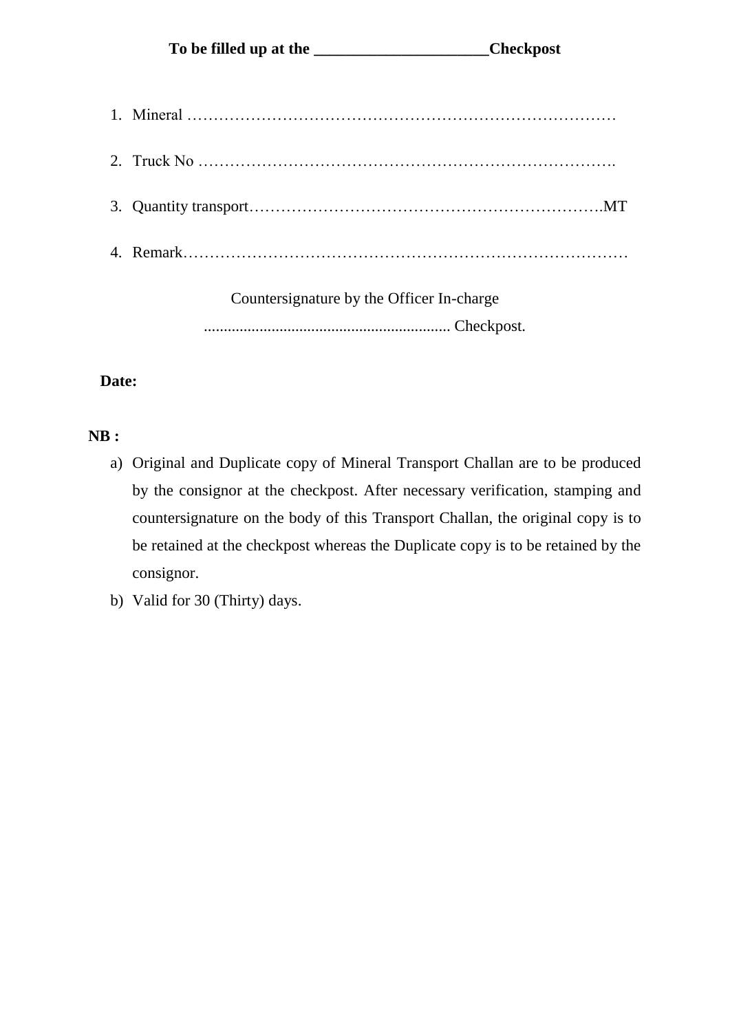**To be filled up at the _____________________Checkpost**

1. Mineral …………………………………………………………………………
2. Truck No ……………………………………………………………………….
3. Quantity transport………………………………………………………….MT
4. Remark…………………………………………………………………………

Countersignature by the Officer In-charge

............................................................. Checkpost.

**Date:**

**NB :**

a) Original and Duplicate copy of Mineral Transport Challan are to be produced by the consignor at the checkpost. After necessary verification, stamping and countersignature on the body of this Transport Challan, the original copy is to be retained at the checkpost whereas the Duplicate copy is to be retained by the consignor.
b) Valid for 30 (Thirty) days.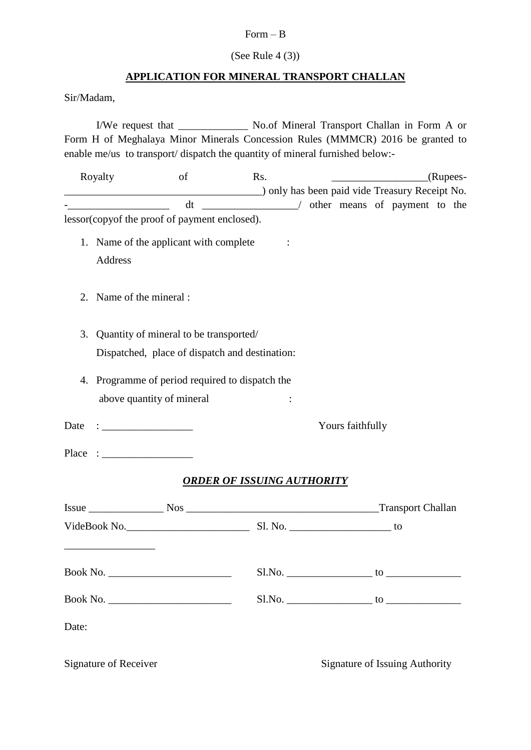Form – B

(See Rule 4 (3))

## APPLICATION FOR MINERAL TRANSPORT CHALLAN

Sir/Madam,

I/We request that _____________ No.of Mineral Transport Challan in Form A or Form H of Meghalaya Minor Minerals Concession Rules (MMMCR) 2016 be granted to enable me/us to transport/ dispatch the quantity of mineral furnished below:-

Royalty of Rs. _________________(Rupees-_____________________________________) only has been paid vide Treasury Receipt No. -__________________ dt _________________/ other means of payment to the lessor(copyof the proof of payment enclosed).

1. Name of the applicant with complete Address :
2. Name of the mineral :
3. Quantity of mineral to be transported/ Dispatched, place of dispatch and destination:
4. Programme of period required to dispatch the above quantity of mineral :

Date : _________________

Yours faithfully

Place : _________________

### ***ORDER OF ISSUING AUTHORITY***

Issue ______________ Nos ___________________________________Transport Challan VideBook No.______________________ Sl. No. __________________ to ________________

Book No. ______________________ Sl.No. ________________ to ______________

Book No. ______________________ Sl.No. ________________ to ______________

Date:

Signature of Receiver

Signature of Issuing Authority